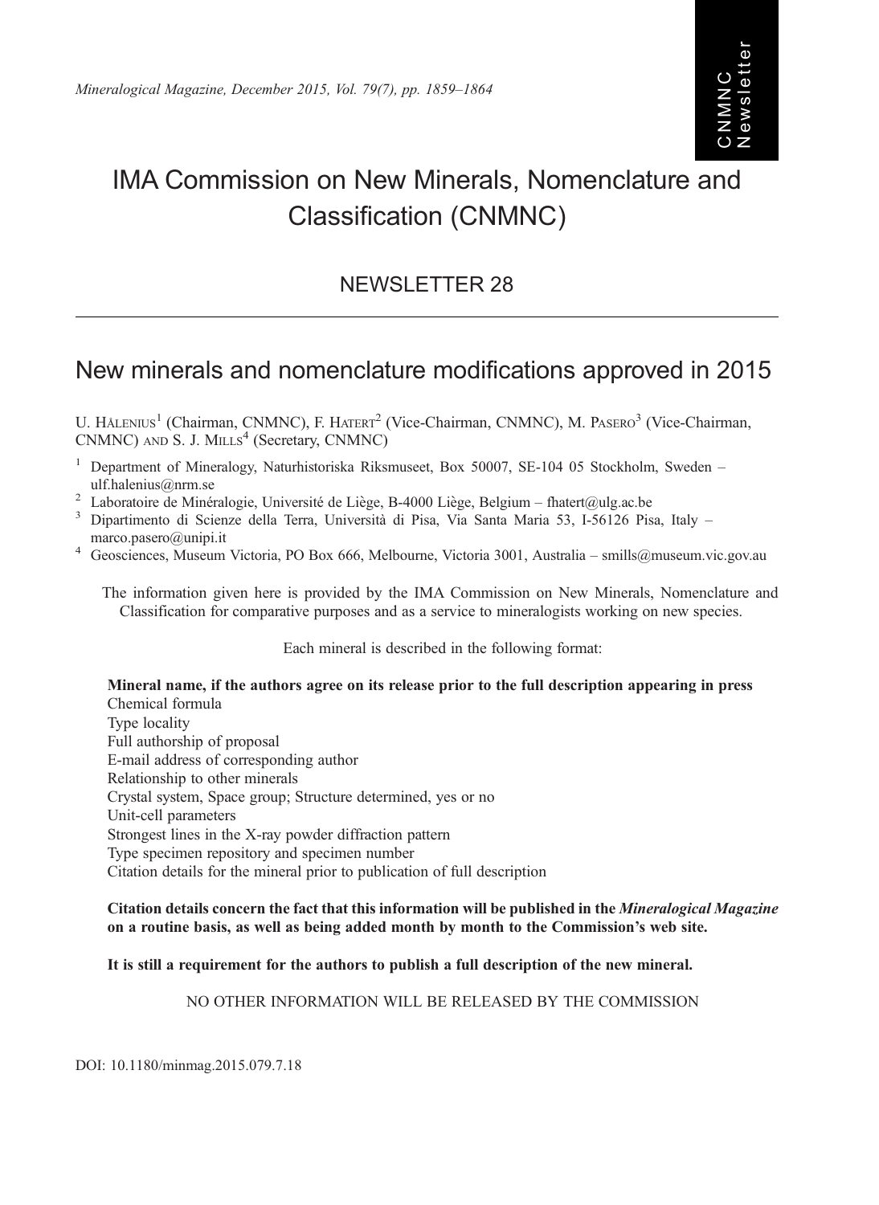# IMA Commission on New Minerals, Nomenclature and Classification (CNMNC)

## NEWSLETTER 28

## New minerals and nomenclature modifications approved in 2015

U. Hålenius[1] (Chairman, CNMNC), F. Hatert[2] (Vice-Chairman, CNMNC), M. Pasero[3] (Vice-Chairman, CNMNC) and S. J. Mills[4] (Secretary, CNMNC)

[1] Department of Mineralogy, Naturhistoriska Riksmuseet, Box 50007, SE-104 05 Stockholm, Sweden – ulf.halenius@nrm.se

[2] Laboratoire de Minéralogie, Université de Liège, B-4000 Liège, Belgium – fhatert@ulg.ac.be

[3] Dipartimento di Scienze della Terra, Università di Pisa, Via Santa Maria 53, I-56126 Pisa, Italy – marco.pasero@unipi.it

[4] Geosciences, Museum Victoria, PO Box 666, Melbourne, Victoria 3001, Australia – smills@museum.vic.gov.au

The information given here is provided by the IMA Commission on New Minerals, Nomenclature and Classification for comparative purposes and as a service to mineralogists working on new species.

Each mineral is described in the following format:

**Mineral name, if the authors agree on its release prior to the full description appearing in press**
Chemical formula
Type locality
Full authorship of proposal
E-mail address of corresponding author
Relationship to other minerals
Crystal system, Space group; Structure determined, yes or no
Unit-cell parameters
Strongest lines in the X-ray powder diffraction pattern
Type specimen repository and specimen number
Citation details for the mineral prior to publication of full description

**Citation details concern the fact that this information will be published in the *Mineralogical Magazine* on a routine basis, as well as being added month by month to the Commission's web site.**

**It is still a requirement for the authors to publish a full description of the new mineral.**

NO OTHER INFORMATION WILL BE RELEASED BY THE COMMISSION

DOI: 10.1180/minmag.2015.079.7.18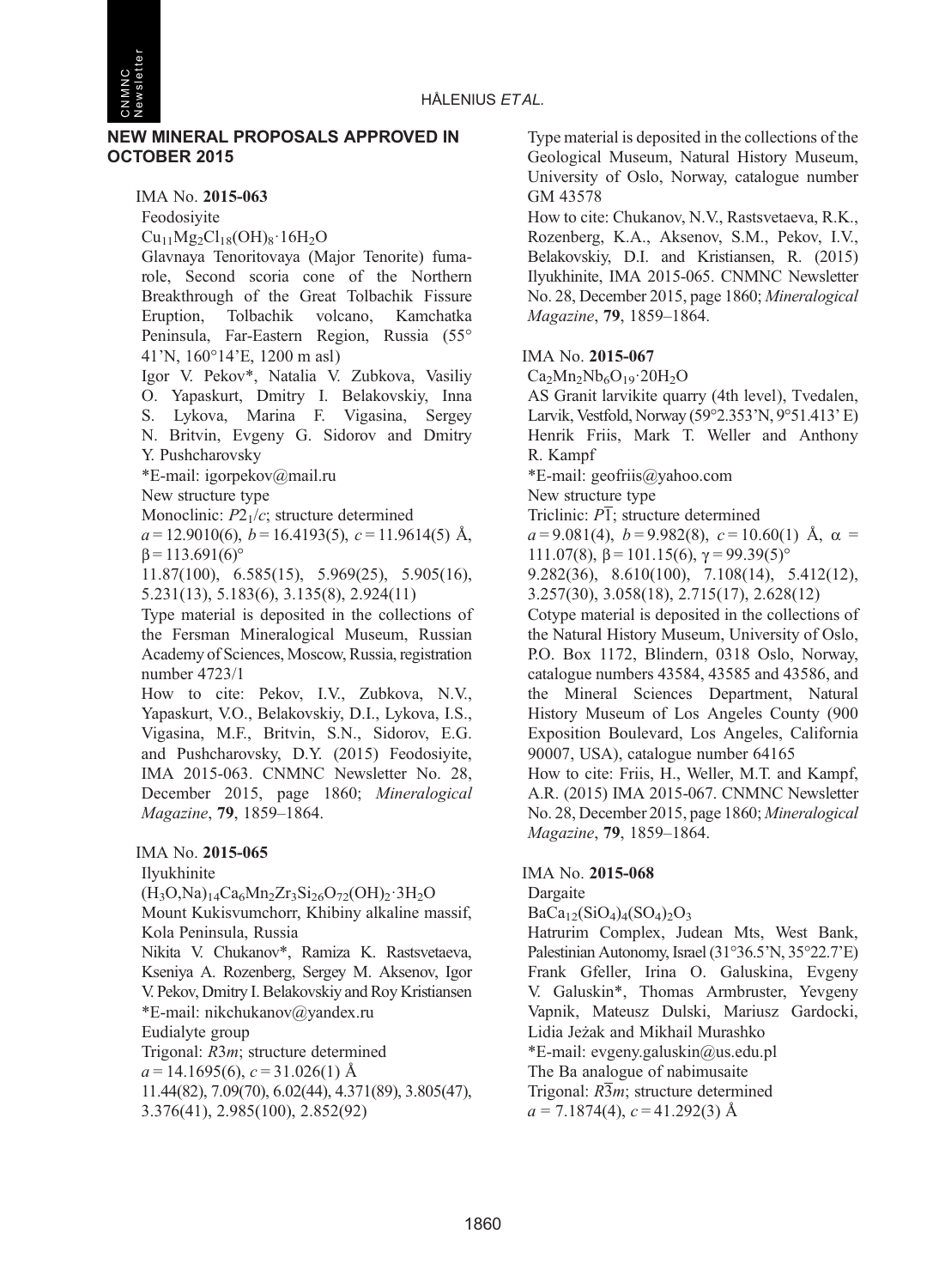## NEW MINERAL PROPOSALS APPROVED IN OCTOBER 2015

**IMA No. 2015-063**

Feodosiyite

$Cu_{11}Mg_2Cl_{18}(OH)_8 \cdot 16H_2O$

Glavnaya Tenoritovaya (Major Tenorite) fumarole, Second scoria cone of the Northern Breakthrough of the Great Tolbachik Fissure Eruption, Tolbachik volcano, Kamchatka Peninsula, Far-Eastern Region, Russia (55° 41'N, 160°14'E, 1200 m asl)

Igor V. Pekov*, Natalia V. Zubkova, Vasiliy O. Yapaskurt, Dmitry I. Belakovskiy, Inna S. Lykova, Marina F. Vigasina, Sergey N. Britvin, Evgeny G. Sidorov and Dmitry Y. Pushcharovsky

*E-mail: igorpekov@mail.ru

New structure type

Monoclinic: $P2_1/c$; structure determined

$a = 12.9010(6)$, $b = 16.4193(5)$, $c = 11.9614(5)$ Å, $\beta = 113.691(6)°$

11.87(100), 6.585(15), 5.969(25), 5.905(16), 5.231(13), 5.183(6), 3.135(8), 2.924(11)

Type material is deposited in the collections of the Fersman Mineralogical Museum, Russian Academy of Sciences, Moscow, Russia, registration number 4723/1

How to cite: Pekov, I.V., Zubkova, N.V., Yapaskurt, V.O., Belakovskiy, D.I., Lykova, I.S., Vigasina, M.F., Britvin, S.N., Sidorov, E.G. and Pushcharovsky, D.Y. (2015) Feodosiyite, IMA 2015-063. CNMNC Newsletter No. 28, December 2015, page 1860; *Mineralogical Magazine*, **79**, 1859–1864.

**IMA No. 2015-065**

Ilyukhinite

$(H_3O,Na)_{14}Ca_6Mn_2Zr_3Si_{26}O_{72}(OH)_2 \cdot 3H_2O$

Mount Kukisvumchorr, Khibiny alkaline massif, Kola Peninsula, Russia

Nikita V. Chukanov*, Ramiza K. Rastsvetaeva, Kseniya A. Rozenberg, Sergey M. Aksenov, Igor V. Pekov, Dmitry I. Belakovskiy and Roy Kristiansen

*E-mail: nikchukanov@yandex.ru

Eudialyte group

Trigonal: $R3m$; structure determined

$a = 14.1695(6)$, $c = 31.026(1)$ Å

11.44(82), 7.09(70), 6.02(44), 4.371(89), 3.805(47), 3.376(41), 2.985(100), 2.852(92)

Type material is deposited in the collections of the Geological Museum, Natural History Museum, University of Oslo, Norway, catalogue number GM 43578

How to cite: Chukanov, N.V., Rastsvetaeva, R.K., Rozenberg, K.A., Aksenov, S.M., Pekov, I.V., Belakovskiy, D.I. and Kristiansen, R. (2015) Ilyukhinite, IMA 2015-065. CNMNC Newsletter No. 28, December 2015, page 1860; *Mineralogical Magazine*, **79**, 1859–1864.

**IMA No. 2015-067**

$Ca_2Mn_2Nb_6O_{19} \cdot 20H_2O$

AS Granit larvikite quarry (4th level), Tvedalen, Larvik, Vestfold, Norway (59°2.353'N, 9°51.413' E)

Henrik Friis, Mark T. Weller and Anthony R. Kampf

*E-mail: geofriis@yahoo.com

New structure type

Triclinic: $P\overline{1}$; structure determined

$a = 9.081(4)$, $b = 9.982(8)$, $c = 10.60(1)$ Å, $\alpha = 111.07(8)$, $\beta = 101.15(6)$, $\gamma = 99.39(5)°$

9.282(36), 8.610(100), 7.108(14), 5.412(12), 3.257(30), 3.058(18), 2.715(17), 2.628(12)

Cotype material is deposited in the collections of the Natural History Museum, University of Oslo, P.O. Box 1172, Blindern, 0318 Oslo, Norway, catalogue numbers 43584, 43585 and 43586, and the Mineral Sciences Department, Natural History Museum of Los Angeles County (900 Exposition Boulevard, Los Angeles, California 90007, USA), catalogue number 64165

How to cite: Friis, H., Weller, M.T. and Kampf, A.R. (2015) IMA 2015-067. CNMNC Newsletter No. 28, December 2015, page 1860; *Mineralogical Magazine*, **79**, 1859–1864.

**IMA No. 2015-068**

Dargaite

$BaCa_{12}(SiO_4)_4(SO_4)_2O_3$

Hatrurim Complex, Judean Mts, West Bank, Palestinian Autonomy, Israel (31°36.5'N, 35°22.7'E)

Frank Gfeller, Irina O. Galuskina, Evgeny V. Galuskin*, Thomas Armbruster, Yevgeny Vapnik, Mateusz Dulski, Mariusz Gardocki, Lidia Jeżak and Mikhail Murashko

*E-mail: evgeny.galuskin@us.edu.pl

The Ba analogue of nabimusaite

Trigonal: $R\overline{3}m$; structure determined

$a = 7.1874(4)$, $c = 41.292(3)$ Å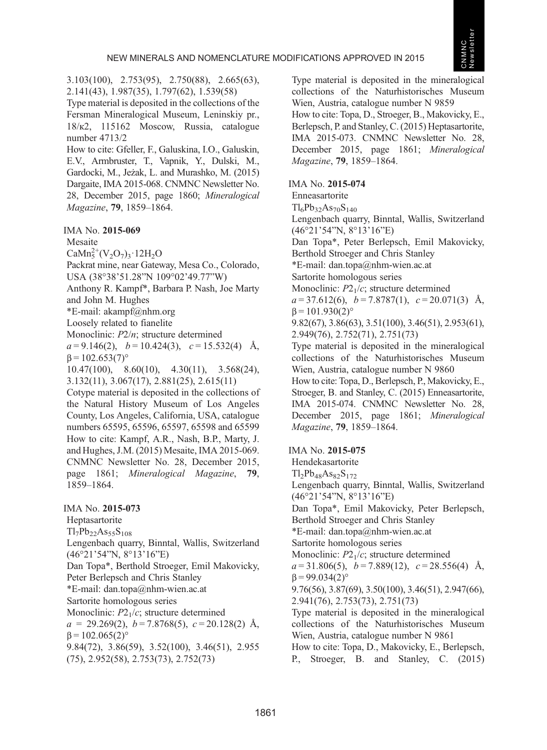3.103(100), 2.753(95), 2.750(88), 2.665(63), 2.141(43), 1.987(35), 1.797(62), 1.539(58)
Type material is deposited in the collections of the Fersman Mineralogical Museum, Leninskiy pr., 18/к2, 115162 Moscow, Russia, catalogue number 4713/2
How to cite: Gfeller, F., Galuskina, I.O., Galuskin, E.V., Armbruster, T., Vapnik, Y., Dulski, M., Gardocki, M., Jeżak, L. and Murashko, M. (2015) Dargaite, IMA 2015-068. CNMNC Newsletter No. 28, December 2015, page 1860; *Mineralogical Magazine*, **79**, 1859–1864.

IMA No. **2015-069**
Mesaite
$CaMn^{2+}_5(V_2O_7)_3 \cdot 12H_2O$
Packrat mine, near Gateway, Mesa Co., Colorado, USA (38°38'51.28"N 109°02'49.77"W)
Anthony R. Kampf*, Barbara P. Nash, Joe Marty and John M. Hughes
*E-mail: akampf@nhm.org
Loosely related to fianelite
Monoclinic: $P2/n$; structure determined
$a = 9.146(2)$, $b = 10.424(3)$, $c = 15.532(4)$ Å, $\beta = 102.653(7)°$
10.47(100), 8.60(10), 4.30(11), 3.568(24), 3.132(11), 3.067(17), 2.881(25), 2.615(11)
Cotype material is deposited in the collections of the Natural History Museum of Los Angeles County, Los Angeles, California, USA, catalogue numbers 65595, 65596, 65597, 65598 and 65599
How to cite: Kampf, A.R., Nash, B.P., Marty, J. and Hughes, J.M. (2015) Mesaite, IMA 2015-069. CNMNC Newsletter No. 28, December 2015, page 1861; *Mineralogical Magazine*, **79**, 1859–1864.

IMA No. **2015-073**
Heptasartorite
$Tl_7Pb_{22}As_{55}S_{108}$
Lengenbach quarry, Binntal, Wallis, Switzerland (46°21'54"N, 8°13'16"E)
Dan Topa*, Berthold Stroeger, Emil Makovicky, Peter Berlepsch and Chris Stanley
*E-mail: dan.topa@nhm-wien.ac.at
Sartorite homologous series
Monoclinic: $P2_1/c$; structure determined
$a = 29.269(2)$, $b = 7.8768(5)$, $c = 20.128(2)$ Å, $\beta = 102.065(2)°$
9.84(72), 3.86(59), 3.52(100), 3.46(51), 2.955 (75), 2.952(58), 2.753(73), 2.752(73)
Type material is deposited in the mineralogical collections of the Naturhistorisches Museum Wien, Austria, catalogue number N 9859
How to cite: Topa, D., Stroeger, B., Makovicky, E., Berlepsch, P. and Stanley, C. (2015) Heptasartorite, IMA 2015-073. CNMNC Newsletter No. 28, December 2015, page 1861; *Mineralogical Magazine*, **79**, 1859–1864.

IMA No. **2015-074**
Enneasartorite
$Tl_6Pb_{32}As_{70}S_{140}$
Lengenbach quarry, Binntal, Wallis, Switzerland (46°21'54"N, 8°13'16"E)
Dan Topa*, Peter Berlepsch, Emil Makovicky, Berthold Stroeger and Chris Stanley
*E-mail: dan.topa@nhm-wien.ac.at
Sartorite homologous series
Monoclinic: $P2_1/c$; structure determined
$a = 37.612(6)$, $b = 7.8787(1)$, $c = 20.071(3)$ Å, $\beta = 101.930(2)°$
9.82(67), 3.86(63), 3.51(100), 3.46(51), 2.953(61), 2.949(76), 2.752(71), 2.751(73)
Type material is deposited in the mineralogical collections of the Naturhistorisches Museum Wien, Austria, catalogue number N 9860
How to cite: Topa, D., Berlepsch, P., Makovicky, E., Stroeger, B. and Stanley, C. (2015) Enneasartorite, IMA 2015-074. CNMNC Newsletter No. 28, December 2015, page 1861; *Mineralogical Magazine*, **79**, 1859–1864.

IMA No. **2015-075**
Hendekasartorite
$Tl_2Pb_{48}As_{82}S_{172}$
Lengenbach quarry, Binntal, Wallis, Switzerland (46°21'54"N, 8°13'16"E)
Dan Topa*, Emil Makovicky, Peter Berlepsch, Berthold Stroeger and Chris Stanley
*E-mail: dan.topa@nhm-wien.ac.at
Sartorite homologous series
Monoclinic: $P2_1/c$; structure determined
$a = 31.806(5)$, $b = 7.889(12)$, $c = 28.556(4)$ Å, $\beta = 99.034(2)°$
9.76(56), 3.87(69), 3.50(100), 3.46(51), 2.947(66), 2.941(76), 2.753(73), 2.751(73)
Type material is deposited in the mineralogical collections of the Naturhistorisches Museum Wien, Austria, catalogue number N 9861
How to cite: Topa, D., Makovicky, E., Berlepsch, P., Stroeger, B. and Stanley, C. (2015)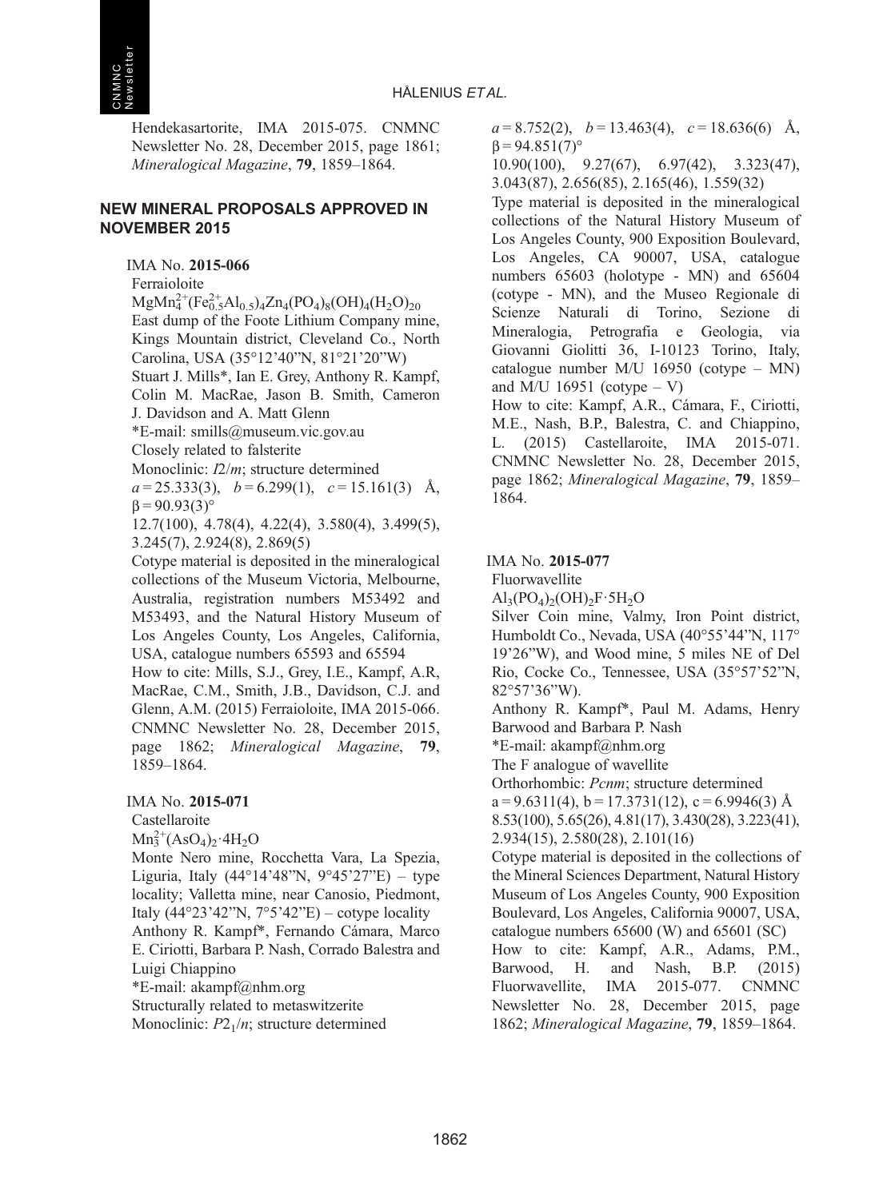Hendekasartorite, IMA 2015-075. CNMNC Newsletter No. 28, December 2015, page 1861; *Mineralogical Magazine*, **79**, 1859–1864.

## NEW MINERAL PROPOSALS APPROVED IN NOVEMBER 2015

IMA No. **2015-066**

Ferraioloite

$MgMn^{2+}_4(Fe^{2+}_{0.5}Al_{0.5})_4Zn_4(PO_4)_8(OH)_4(H_2O)_{20}$

East dump of the Foote Lithium Company mine, Kings Mountain district, Cleveland Co., North Carolina, USA (35°12'40"N, 81°21'20"W)

Stuart J. Mills*, Ian E. Grey, Anthony R. Kampf, Colin M. MacRae, Jason B. Smith, Cameron J. Davidson and A. Matt Glenn

*E-mail: smills@museum.vic.gov.au

Closely related to falsterite

Monoclinic: $I2/m$; structure determined

$a = 25.333(3)$, $b = 6.299(1)$, $c = 15.161(3)$ Å, $\beta = 90.93(3)°$

12.7(100), 4.78(4), 4.22(4), 3.580(4), 3.499(5), 3.245(7), 2.924(8), 2.869(5)

Cotype material is deposited in the mineralogical collections of the Museum Victoria, Melbourne, Australia, registration numbers M53492 and M53493, and the Natural History Museum of Los Angeles County, Los Angeles, California, USA, catalogue numbers 65593 and 65594

How to cite: Mills, S.J., Grey, I.E., Kampf, A.R, MacRae, C.M., Smith, J.B., Davidson, C.J. and Glenn, A.M. (2015) Ferraioloite, IMA 2015-066. CNMNC Newsletter No. 28, December 2015, page 1862; *Mineralogical Magazine*, **79**, 1859–1864.

IMA No. **2015-071**

Castellaroite

$Mn^{2+}_3(AsO_4)_2{\cdot}4H_2O$

Monte Nero mine, Rocchetta Vara, La Spezia, Liguria, Italy (44°14'48"N, 9°45'27"E) – type locality; Valletta mine, near Canosio, Piedmont, Italy (44°23'42"N, 7°5'42"E) – cotype locality

Anthony R. Kampf*, Fernando Cámara, Marco E. Ciriotti, Barbara P. Nash, Corrado Balestra and Luigi Chiappino

*E-mail: akampf@nhm.org

Structurally related to metaswitzerite

Monoclinic: $P2_1/n$; structure determined

$a = 8.752(2)$, $b = 13.463(4)$, $c = 18.636(6)$ Å, $\beta = 94.851(7)°$

10.90(100), 9.27(67), 6.97(42), 3.323(47), 3.043(87), 2.656(85), 2.165(46), 1.559(32)

Type material is deposited in the mineralogical collections of the Natural History Museum of Los Angeles County, 900 Exposition Boulevard, Los Angeles, CA 90007, USA, catalogue numbers 65603 (holotype - MN) and 65604 (cotype - MN), and the Museo Regionale di Scienze Naturali di Torino, Sezione di Mineralogia, Petrografia e Geologia, via Giovanni Giolitti 36, I-10123 Torino, Italy, catalogue number M/U 16950 (cotype – MN) and M/U 16951 (cotype – V)

How to cite: Kampf, A.R., Cámara, F., Ciriotti, M.E., Nash, B.P., Balestra, C. and Chiappino, L. (2015) Castellaroite, IMA 2015-071. CNMNC Newsletter No. 28, December 2015, page 1862; *Mineralogical Magazine*, **79**, 1859–1864.

IMA No. **2015-077**

Fluorwavellite

$Al_3(PO_4)_2(OH)_2F{\cdot}5H_2O$

Silver Coin mine, Valmy, Iron Point district, Humboldt Co., Nevada, USA (40°55'44"N, 117° 19'26"W), and Wood mine, 5 miles NE of Del Rio, Cocke Co., Tennessee, USA (35°57'52"N, 82°57'36"W).

Anthony R. Kampf*, Paul M. Adams, Henry Barwood and Barbara P. Nash

*E-mail: akampf@nhm.org

The F analogue of wavellite

Orthorhombic: $Pcnm$; structure determined

a = 9.6311(4), b = 17.3731(12), c = 6.9946(3) Å

8.53(100), 5.65(26), 4.81(17), 3.430(28), 3.223(41), 2.934(15), 2.580(28), 2.101(16)

Cotype material is deposited in the collections of the Mineral Sciences Department, Natural History Museum of Los Angeles County, 900 Exposition Boulevard, Los Angeles, California 90007, USA, catalogue numbers 65600 (W) and 65601 (SC)

How to cite: Kampf, A.R., Adams, P.M., Barwood, H. and Nash, B.P. (2015) Fluorwavellite, IMA 2015-077. CNMNC Newsletter No. 28, December 2015, page 1862; *Mineralogical Magazine*, **79**, 1859–1864.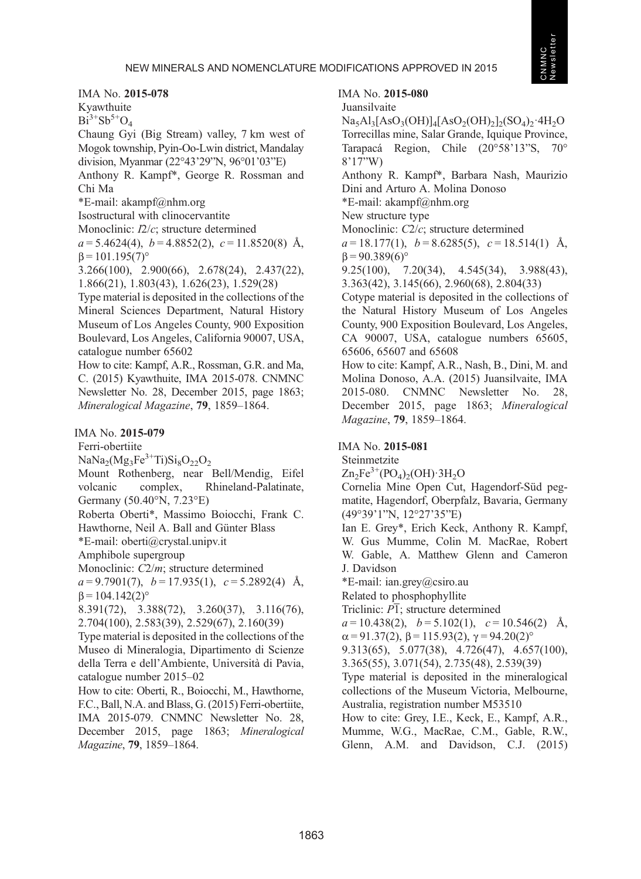IMA No. **2015-078**

Kyawthuite

$Bi^{3+}Sb^{5+}O_4$

Chaung Gyi (Big Stream) valley, 7 km west of Mogok township, Pyin-Oo-Lwin district, Mandalay division, Myanmar (22°43’29”N, 96°01’03”E)

Anthony R. Kampf*, George R. Rossman and Chi Ma

*E-mail: akampf@nhm.org

Isostructural with clinocervantite

Monoclinic: *I*2/*c*; structure determined

$a$ = 5.4624(4), $b$ = 4.8852(2), $c$ = 11.8520(8) Å, $\beta$ = 101.195(7)°

3.266(100), 2.900(66), 2.678(24), 2.437(22), 1.866(21), 1.803(43), 1.626(23), 1.529(28)

Type material is deposited in the collections of the Mineral Sciences Department, Natural History Museum of Los Angeles County, 900 Exposition Boulevard, Los Angeles, California 90007, USA, catalogue number 65602

How to cite: Kampf, A.R., Rossman, G.R. and Ma, C. (2015) Kyawthuite, IMA 2015-078. CNMNC Newsletter No. 28, December 2015, page 1863; *Mineralogical Magazine*, **79**, 1859–1864.

IMA No. **2015-079**

Ferri-obertiite

$NaNa_2(Mg_3Fe^{3+}Ti)Si_8O_{22}O_2$

Mount Rothenberg, near Bell/Mendig, Eifel volcanic complex, Rhineland-Palatinate, Germany (50.40°N, 7.23°E)

Roberta Oberti*, Massimo Boiocchi, Frank C. Hawthorne, Neil A. Ball and Günter Blass

*E-mail: oberti@crystal.unipv.it

Amphibole supergroup

Monoclinic: *C*2/*m*; structure determined

$a$ = 9.7901(7), $b$ = 17.935(1), $c$ = 5.2892(4) Å, $\beta$ = 104.142(2)°

8.391(72), 3.388(72), 3.260(37), 3.116(76), 2.704(100), 2.583(39), 2.529(67), 2.160(39)

Type material is deposited in the collections of the Museo di Mineralogia, Dipartimento di Scienze della Terra e dell’Ambiente, Università di Pavia, catalogue number 2015–02

How to cite: Oberti, R., Boiocchi, M., Hawthorne, F.C., Ball, N.A. and Blass, G. (2015) Ferri-obertiite, IMA 2015-079. CNMNC Newsletter No. 28, December 2015, page 1863; *Mineralogical Magazine*, **79**, 1859–1864.

IMA No. **2015-080**

Juansilvaite

$Na_5Al_3[AsO_3(OH)]_4[AsO_2(OH)_2]_2(SO_4)_2{\cdot}4H_2O$

Torrecillas mine, Salar Grande, Iquique Province, Tarapacá Region, Chile (20°58’13”S, 70°8’17”W)

Anthony R. Kampf*, Barbara Nash, Maurizio Dini and Arturo A. Molina Donoso

*E-mail: akampf@nhm.org

New structure type

Monoclinic: *C*2/*c*; structure determined

$a$ = 18.177(1), $b$ = 8.6285(5), $c$ = 18.514(1) Å, $\beta$ = 90.389(6)°

9.25(100), 7.20(34), 4.545(34), 3.988(43), 3.363(42), 3.145(66), 2.960(68), 2.804(33)

Cotype material is deposited in the collections of the Natural History Museum of Los Angeles County, 900 Exposition Boulevard, Los Angeles, CA 90007, USA, catalogue numbers 65605, 65606, 65607 and 65608

How to cite: Kampf, A.R., Nash, B., Dini, M. and Molina Donoso, A.A. (2015) Juansilvaite, IMA 2015-080. CNMNC Newsletter No. 28, December 2015, page 1863; *Mineralogical Magazine*, **79**, 1859–1864.

IMA No. **2015-081**

Steinmetzite

$Zn_2Fe^{3+}(PO_4)_2(OH){\cdot}3H_2O$

Cornelia Mine Open Cut, Hagendorf-Süd pegmatite, Hagendorf, Oberpfalz, Bavaria, Germany (49°39’1”N, 12°27’35”E)

Ian E. Grey*, Erich Keck, Anthony R. Kampf, W. Gus Mumme, Colin M. MacRae, Robert W. Gable, A. Matthew Glenn and Cameron J. Davidson

*E-mail: ian.grey@csiro.au

Related to phosphophyllite

Triclinic: $P\overline{1}$; structure determined

$a$ = 10.438(2), $b$ = 5.102(1), $c$ = 10.546(2) Å, $\alpha$ = 91.37(2), $\beta$ = 115.93(2), $\gamma$ = 94.20(2)°

9.313(65), 5.077(38), 4.726(47), 4.657(100), 3.365(55), 3.071(54), 2.735(48), 2.539(39)

Type material is deposited in the mineralogical collections of the Museum Victoria, Melbourne, Australia, registration number M53510

How to cite: Grey, I.E., Keck, E., Kampf, A.R., Mumme, W.G., MacRae, C.M., Gable, R.W., Glenn, A.M. and Davidson, C.J. (2015)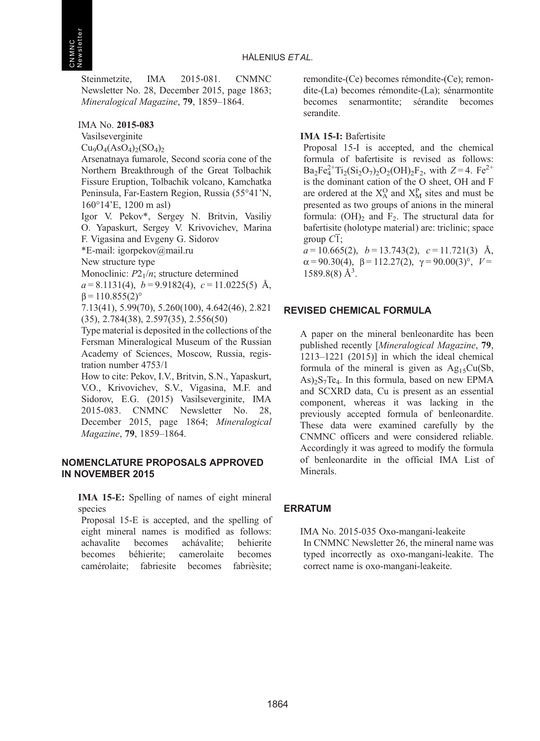Steinmetzite, IMA 2015-081. CNMNC Newsletter No. 28, December 2015, page 1863; *Mineralogical Magazine*, **79**, 1859–1864.

IMA No. **2015-083**

Vasilseverginite

$Cu_9O_4(AsO_4)_2(SO_4)_2$

Arsenatnaya fumarole, Second scoria cone of the Northern Breakthrough of the Great Tolbachik Fissure Eruption, Tolbachik volcano, Kamchatka Peninsula, Far-Eastern Region, Russia (55°41'N, 160°14'E, 1200 m asl)

Igor V. Pekov*, Sergey N. Britvin, Vasiliy O. Yapaskurt, Sergey V. Krivovichev, Marina F. Vigasina and Evgeny G. Sidorov

*E-mail: igorpekov@mail.ru

New structure type

Monoclinic: $P2_1/n$; structure determined

$a = 8.1131(4)$, $b = 9.9182(4)$, $c = 11.0225(5)$ Å, $\beta = 110.855(2)°$

7.13(41), 5.99(70), 5.260(100), 4.642(46), 2.821 (35), 2.784(38), 2.597(35), 2.556(50)

Type material is deposited in the collections of the Fersman Mineralogical Museum of the Russian Academy of Sciences, Moscow, Russia, registration number 4753/1

How to cite: Pekov, I.V., Britvin, S.N., Yapaskurt, V.O., Krivovichev, S.V., Vigasina, M.F. and Sidorov, E.G. (2015) Vasilseverginite, IMA 2015-083. CNMNC Newsletter No. 28, December 2015, page 1864; *Mineralogical Magazine*, **79**, 1859–1864.

## NOMENCLATURE PROPOSALS APPROVED IN NOVEMBER 2015

**IMA 15-E:** Spelling of names of eight mineral species

Proposal 15-E is accepted, and the spelling of eight mineral names is modified as follows: achavalite becomes achávalite; behierite becomes béhierite; camerolaite becomes camérolaite; fabriesite becomes fabrièsite; remondite-(Ce) becomes rémondite-(Ce); remondite-(La) becomes rémondite-(La); sénarmontite becomes senarmontite; sérandite becomes serandite.

**IMA 15-I:** Bafertisite

Proposal 15-I is accepted, and the chemical formula of bafertisite is revised as follows: $Ba_2Fe^{2+}_4Ti_2(Si_2O_7)_2O_2(OH)_2F_2$, with $Z = 4$. $Fe^{2+}$ is the dominant cation of the O sheet, OH and F are ordered at the $X^O_A$ and $X^P_M$ sites and must be presented as two groups of anions in the mineral formula: $(OH)_2$ and $F_2$. The structural data for bafertisite (holotype material) are: triclinic; space group $C\bar{1}$;

$a = 10.665(2)$, $b = 13.743(2)$, $c = 11.721(3)$ Å, $\alpha = 90.30(4)$, $\beta = 112.27(2)$, $\gamma = 90.00(3)°$, $V = 1589.8(8)$ Å$^3$.

## REVISED CHEMICAL FORMULA

A paper on the mineral benleonardite has been published recently [*Mineralogical Magazine*, **79**, 1213–1221 (2015)] in which the ideal chemical formula of the mineral is given as $Ag_{15}Cu(Sb,As)_2S_7Te_4$. In this formula, based on new EPMA and SCXRD data, Cu is present as an essential component, whereas it was lacking in the previously accepted formula of benleonardite. These data were examined carefully by the CNMNC officers and were considered reliable. Accordingly it was agreed to modify the formula of benleonardite in the official IMA List of Minerals.

## ERRATUM

IMA No. 2015-035 Oxo-mangani-leakeite

In CNMNC Newsletter 26, the mineral name was typed incorrectly as oxo-mangani-leakite. The correct name is oxo-mangani-leakeite.